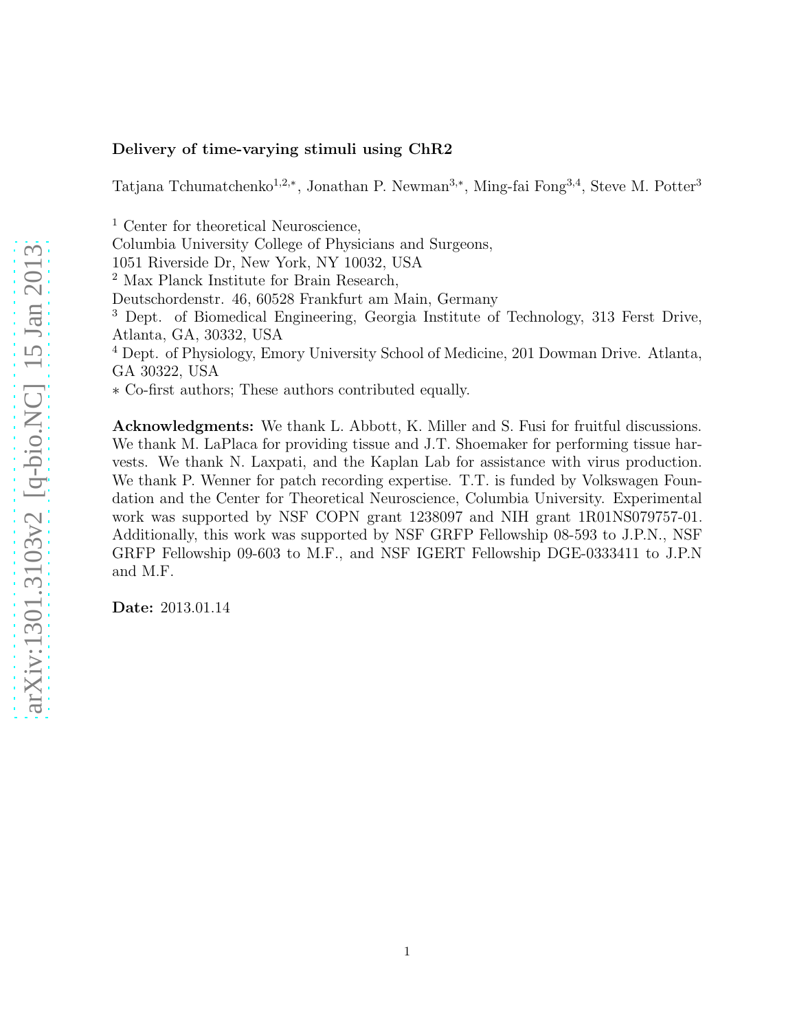**Delivery of time-varying stimuli using ChR2**

Tatjana Tchumatchenko[1,2,*], Jonathan P. Newman[3,*], Ming-fai Fong[3,4], Steve M. Potter[3]

[1] Center for theoretical Neuroscience,
Columbia University College of Physicians and Surgeons,
1051 Riverside Dr, New York, NY 10032, USA
[2] Max Planck Institute for Brain Research,
Deutschordenstr. 46, 60528 Frankfurt am Main, Germany
[3] Dept. of Biomedical Engineering, Georgia Institute of Technology, 313 Ferst Drive, Atlanta, GA, 30332, USA
[4] Dept. of Physiology, Emory University School of Medicine, 201 Dowman Drive. Atlanta, GA 30322, USA
* Co-first authors; These authors contributed equally.

**Acknowledgments:** We thank L. Abbott, K. Miller and S. Fusi for fruitful discussions. We thank M. LaPlaca for providing tissue and J.T. Shoemaker for performing tissue harvests. We thank N. Laxpati, and the Kaplan Lab for assistance with virus production. We thank P. Wenner for patch recording expertise. T.T. is funded by Volkswagen Foundation and the Center for Theoretical Neuroscience, Columbia University. Experimental work was supported by NSF COPN grant 1238097 and NIH grant 1R01NS079757-01. Additionally, this work was supported by NSF GRFP Fellowship 08-593 to J.P.N., NSF GRFP Fellowship 09-603 to M.F., and NSF IGERT Fellowship DGE-0333411 to J.P.N and M.F.

**Date:** 2013.01.14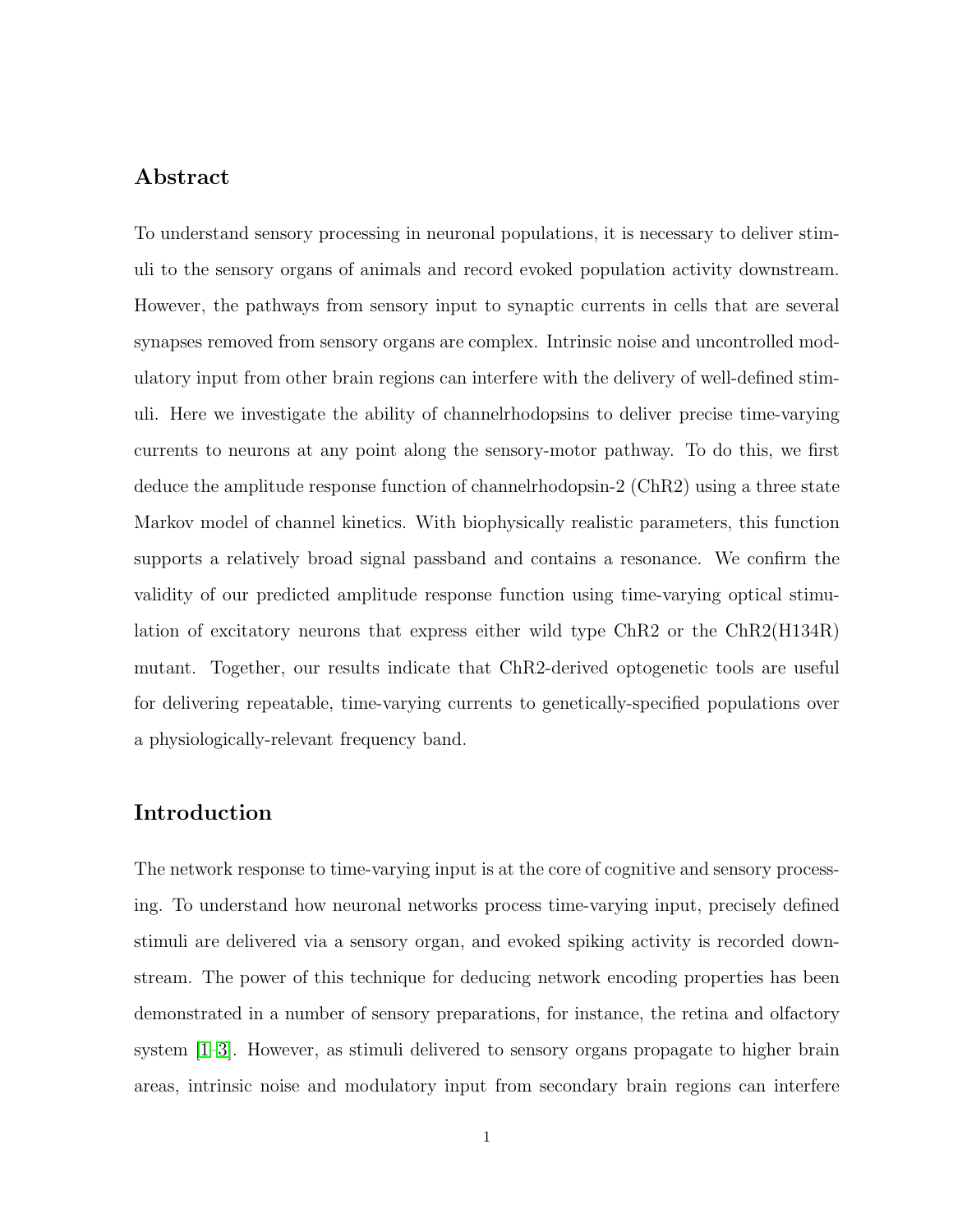## Abstract

To understand sensory processing in neuronal populations, it is necessary to deliver stimuli to the sensory organs of animals and record evoked population activity downstream. However, the pathways from sensory input to synaptic currents in cells that are several synapses removed from sensory organs are complex. Intrinsic noise and uncontrolled modulatory input from other brain regions can interfere with the delivery of well-defined stimuli. Here we investigate the ability of channelrhodopsins to deliver precise time-varying currents to neurons at any point along the sensory-motor pathway. To do this, we first deduce the amplitude response function of channelrhodopsin-2 (ChR2) using a three state Markov model of channel kinetics. With biophysically realistic parameters, this function supports a relatively broad signal passband and contains a resonance. We confirm the validity of our predicted amplitude response function using time-varying optical stimulation of excitatory neurons that express either wild type ChR2 or the ChR2(H134R) mutant. Together, our results indicate that ChR2-derived optogenetic tools are useful for delivering repeatable, time-varying currents to genetically-specified populations over a physiologically-relevant frequency band.

## Introduction

The network response to time-varying input is at the core of cognitive and sensory processing. To understand how neuronal networks process time-varying input, precisely defined stimuli are delivered via a sensory organ, and evoked spiking activity is recorded downstream. The power of this technique for deducing network encoding properties has been demonstrated in a number of sensory preparations, for instance, the retina and olfactory system [1–3]. However, as stimuli delivered to sensory organs propagate to higher brain areas, intrinsic noise and modulatory input from secondary brain regions can interfere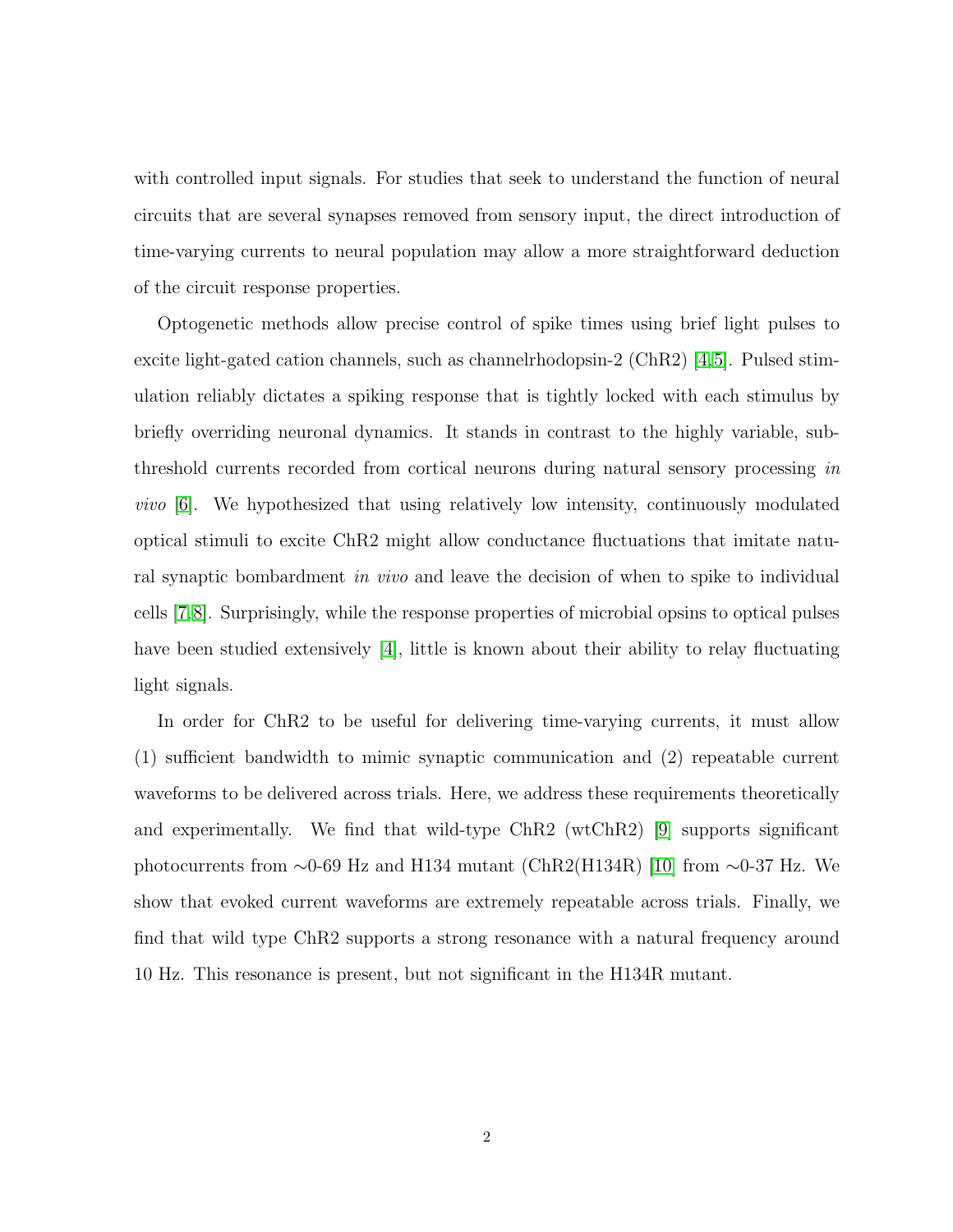with controlled input signals. For studies that seek to understand the function of neural circuits that are several synapses removed from sensory input, the direct introduction of time-varying currents to neural population may allow a more straightforward deduction of the circuit response properties.

Optogenetic methods allow precise control of spike times using brief light pulses to excite light-gated cation channels, such as channelrhodopsin-2 (ChR2) [4,5]. Pulsed stimulation reliably dictates a spiking response that is tightly locked with each stimulus by briefly overriding neuronal dynamics. It stands in contrast to the highly variable, subthreshold currents recorded from cortical neurons during natural sensory processing *in vivo* [6]. We hypothesized that using relatively low intensity, continuously modulated optical stimuli to excite ChR2 might allow conductance fluctuations that imitate natural synaptic bombardment *in vivo* and leave the decision of when to spike to individual cells [7,8]. Surprisingly, while the response properties of microbial opsins to optical pulses have been studied extensively [4], little is known about their ability to relay fluctuating light signals.

In order for ChR2 to be useful for delivering time-varying currents, it must allow (1) sufficient bandwidth to mimic synaptic communication and (2) repeatable current waveforms to be delivered across trials. Here, we address these requirements theoretically and experimentally. We find that wild-type ChR2 (wtChR2) [9] supports significant photocurrents from ∼0-69 Hz and H134 mutant (ChR2(H134R) [10] from ∼0-37 Hz. We show that evoked current waveforms are extremely repeatable across trials. Finally, we find that wild type ChR2 supports a strong resonance with a natural frequency around 10 Hz. This resonance is present, but not significant in the H134R mutant.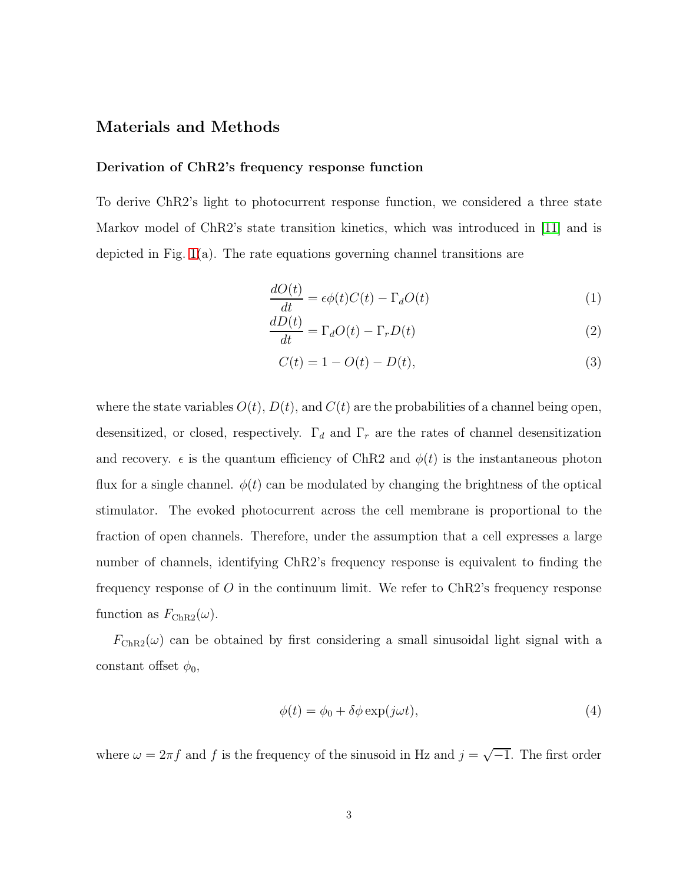## Materials and Methods

### Derivation of ChR2's frequency response function

To derive ChR2's light to photocurrent response function, we considered a three state Markov model of ChR2's state transition kinetics, which was introduced in [11] and is depicted in Fig. 1(a). The rate equations governing channel transitions are

$$\frac{dO(t)}{dt} = \epsilon\phi(t)C(t) - \Gamma_d O(t) \tag{1}$$

$$\frac{dD(t)}{dt} = \Gamma_d O(t) - \Gamma_r D(t) \tag{2}$$

$$C(t) = 1 - O(t) - D(t), \tag{3}$$

where the state variables $O(t)$, $D(t)$, and $C(t)$ are the probabilities of a channel being open, desensitized, or closed, respectively. $\Gamma_d$ and $\Gamma_r$ are the rates of channel desensitization and recovery. $\epsilon$ is the quantum efficiency of ChR2 and $\phi(t)$ is the instantaneous photon flux for a single channel. $\phi(t)$ can be modulated by changing the brightness of the optical stimulator. The evoked photocurrent across the cell membrane is proportional to the fraction of open channels. Therefore, under the assumption that a cell expresses a large number of channels, identifying ChR2's frequency response is equivalent to finding the frequency response of $O$ in the continuum limit. We refer to ChR2's frequency response function as $F_{\text{ChR2}}(\omega)$.

$F_{\text{ChR2}}(\omega)$ can be obtained by first considering a small sinusoidal light signal with a constant offset $\phi_0$,

$$\phi(t) = \phi_0 + \delta\phi \exp(j\omega t), \tag{4}$$

where $\omega = 2\pi f$ and $f$ is the frequency of the sinusoid in Hz and $j = \sqrt{-1}$. The first order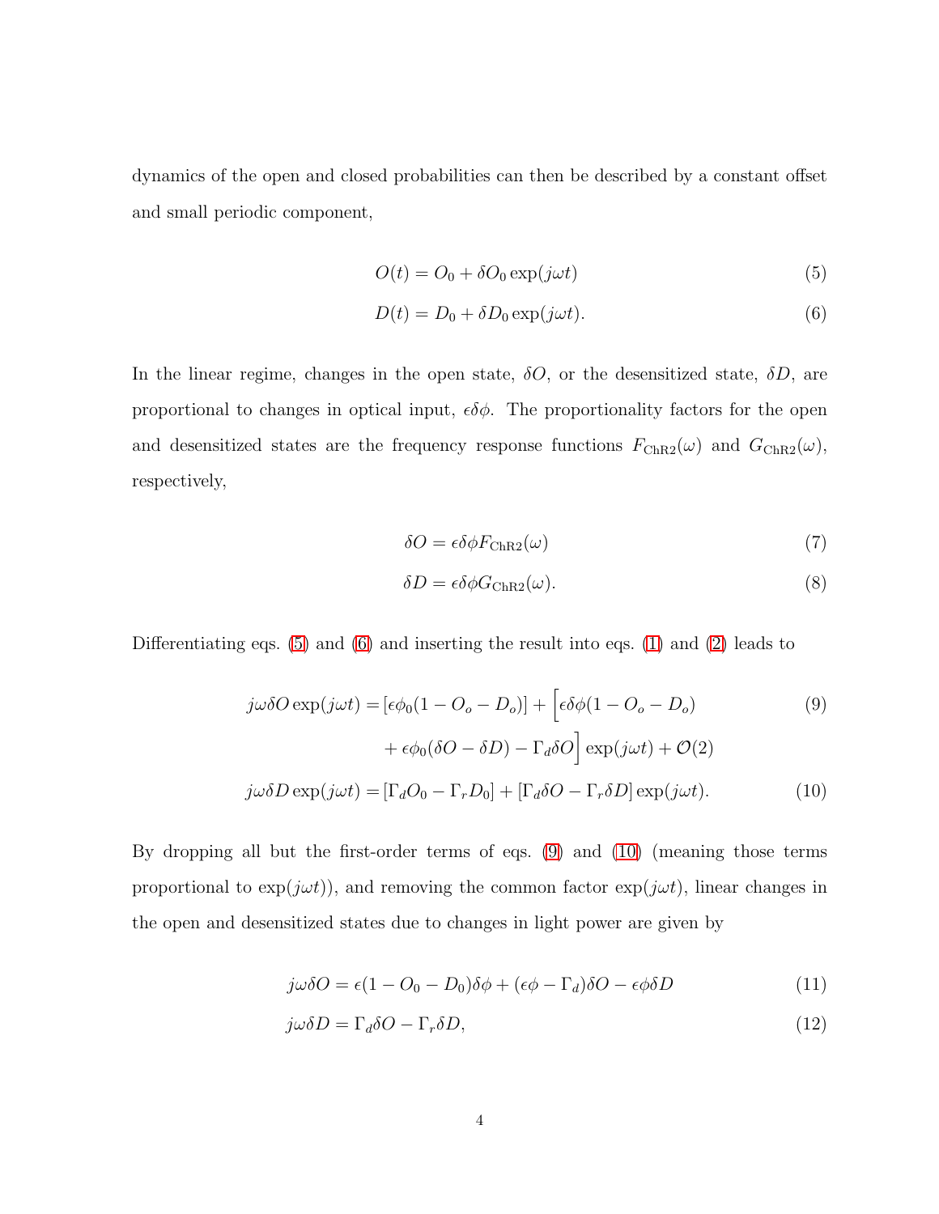dynamics of the open and closed probabilities can then be described by a constant offset and small periodic component,

$$O(t) = O_0 + \delta O_0 \exp(j\omega t) \tag{5}$$

$$D(t) = D_0 + \delta D_0 \exp(j\omega t). \tag{6}$$

In the linear regime, changes in the open state, $\delta O$, or the desensitized state, $\delta D$, are proportional to changes in optical input, $\epsilon\delta\phi$. The proportionality factors for the open and desensitized states are the frequency response functions $F_{\mathrm{ChR2}}(\omega)$ and $G_{\mathrm{ChR2}}(\omega)$, respectively,

$$\delta O = \epsilon\delta\phi F_{\mathrm{ChR2}}(\omega) \tag{7}$$

$$\delta D = \epsilon\delta\phi G_{\mathrm{ChR2}}(\omega). \tag{8}$$

Differentiating eqs. (5) and (6) and inserting the result into eqs. (1) and (2) leads to

$$\begin{aligned} j\omega\delta O \exp(j\omega t) =& \left[\epsilon\phi_0(1 - O_o - D_o)\right] + \Big[\epsilon\delta\phi(1 - O_o - D_o) \\ &+ \epsilon\phi_0(\delta O - \delta D) - \Gamma_d \delta O\Big] \exp(j\omega t) + \mathcal{O}(2) \end{aligned} \tag{9}$$

$$j\omega\delta D \exp(j\omega t) = \left[\Gamma_d O_0 - \Gamma_r D_0\right] + \left[\Gamma_d \delta O - \Gamma_r \delta D\right] \exp(j\omega t). \tag{10}$$

By dropping all but the first-order terms of eqs. (9) and (10) (meaning those terms proportional to $\exp(j\omega t)$), and removing the common factor $\exp(j\omega t)$, linear changes in the open and desensitized states due to changes in light power are given by

$$j\omega\delta O = \epsilon(1 - O_0 - D_0)\delta\phi + (\epsilon\phi - \Gamma_d)\delta O - \epsilon\phi\delta D \tag{11}$$

$$j\omega\delta D = \Gamma_d \delta O - \Gamma_r \delta D, \tag{12}$$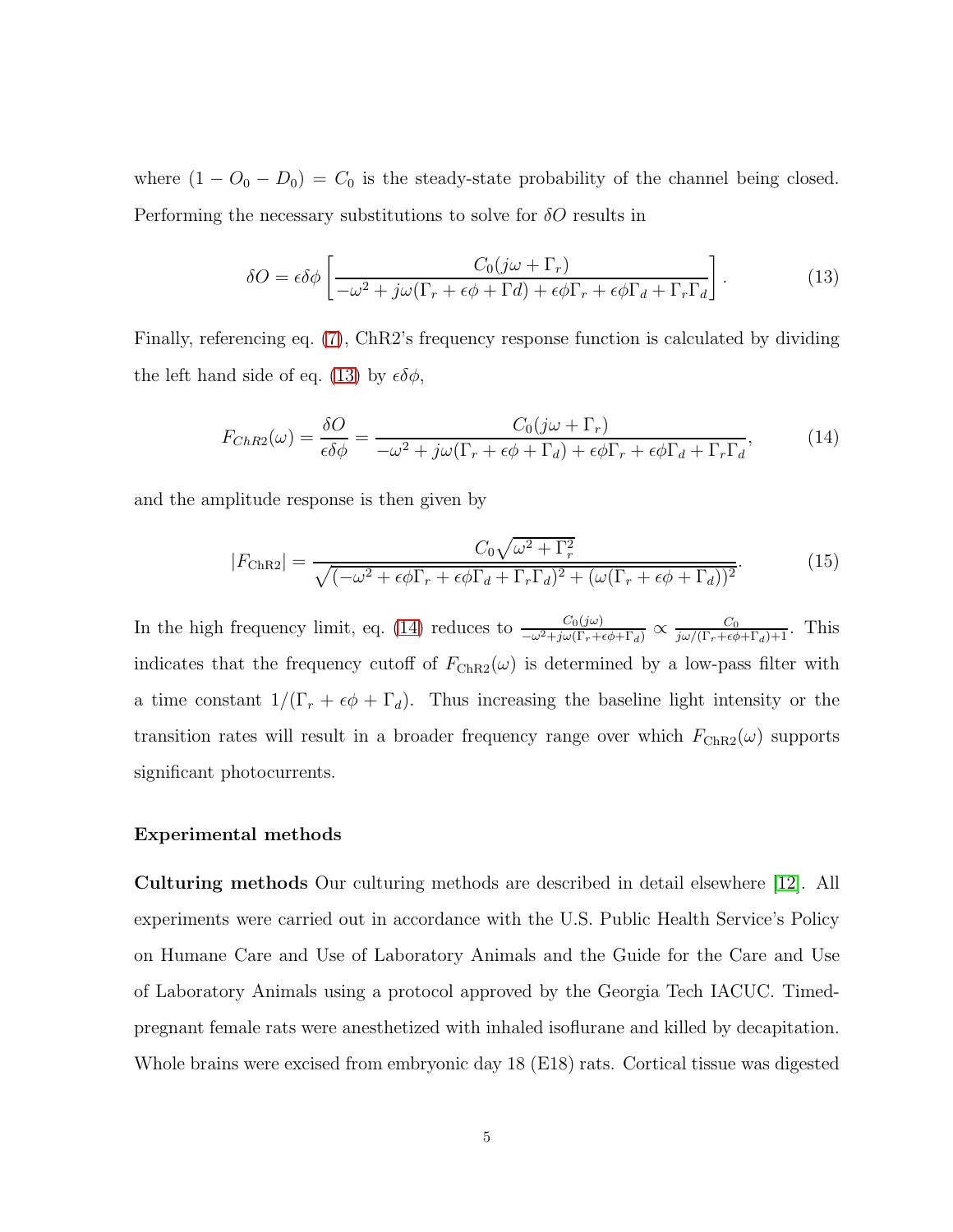where $(1 - O_0 - D_0) = C_0$ is the steady-state probability of the channel being closed. Performing the necessary substitutions to solve for $\delta O$ results in

$$\delta O = \epsilon\delta\phi \left[ \frac{C_0(j\omega + \Gamma_r)}{-\omega^2 + j\omega(\Gamma_r + \epsilon\phi + \Gamma d) + \epsilon\phi\Gamma_r + \epsilon\phi\Gamma_d + \Gamma_r\Gamma_d} \right]. \tag{13}$$

Finally, referencing eq. (7), ChR2's frequency response function is calculated by dividing the left hand side of eq. (13) by $\epsilon\delta\phi$,

$$F_{ChR2}(\omega) = \frac{\delta O}{\epsilon\delta\phi} = \frac{C_0(j\omega + \Gamma_r)}{-\omega^2 + j\omega(\Gamma_r + \epsilon\phi + \Gamma_d) + \epsilon\phi\Gamma_r + \epsilon\phi\Gamma_d + \Gamma_r\Gamma_d}, \tag{14}$$

and the amplitude response is then given by

$$|F_{\text{ChR2}}| = \frac{C_0\sqrt{\omega^2 + \Gamma_r^2}}{\sqrt{(-\omega^2 + \epsilon\phi\Gamma_r + \epsilon\phi\Gamma_d + \Gamma_r\Gamma_d)^2 + (\omega(\Gamma_r + \epsilon\phi + \Gamma_d))^2}}. \tag{15}$$

In the high frequency limit, eq. (14) reduces to $\frac{C_0(j\omega)}{-\omega^2 + j\omega(\Gamma_r + \epsilon\phi + \Gamma_d)} \propto \frac{C_0}{j\omega/(\Gamma_r + \epsilon\phi + \Gamma_d) + 1}$. This indicates that the frequency cutoff of $F_{\text{ChR2}}(\omega)$ is determined by a low-pass filter with a time constant $1/(\Gamma_r + \epsilon\phi + \Gamma_d)$. Thus increasing the baseline light intensity or the transition rates will result in a broader frequency range over which $F_{\text{ChR2}}(\omega)$ supports significant photocurrents.

## Experimental methods

**Culturing methods** Our culturing methods are described in detail elsewhere [12]. All experiments were carried out in accordance with the U.S. Public Health Service's Policy on Humane Care and Use of Laboratory Animals and the Guide for the Care and Use of Laboratory Animals using a protocol approved by the Georgia Tech IACUC. Timed-pregnant female rats were anesthetized with inhaled isoflurane and killed by decapitation. Whole brains were excised from embryonic day 18 (E18) rats. Cortical tissue was digested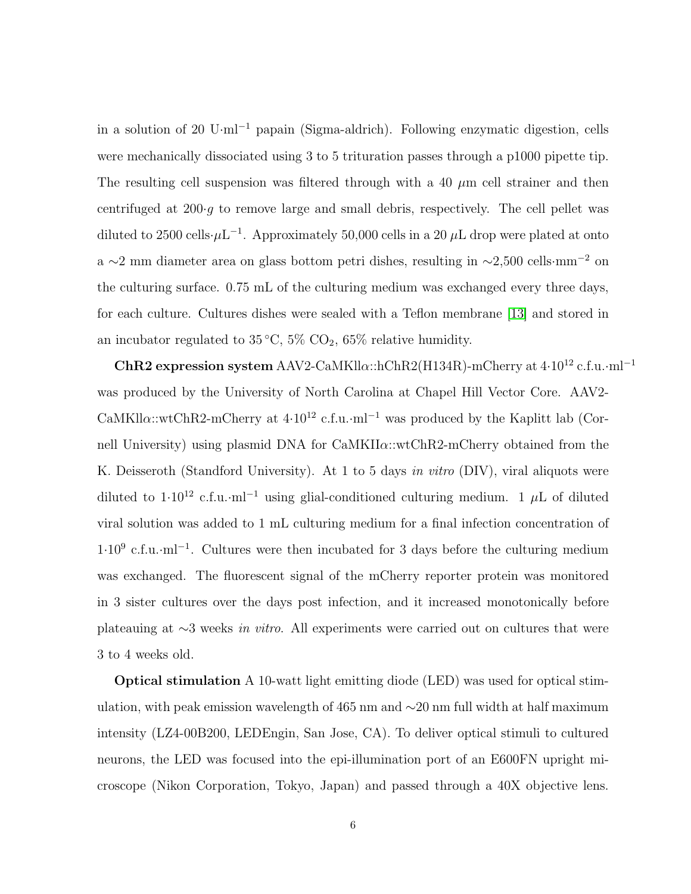in a solution of 20 U$\cdot$ml$^{-1}$ papain (Sigma-aldrich). Following enzymatic digestion, cells were mechanically dissociated using 3 to 5 trituration passes through a p1000 pipette tip. The resulting cell suspension was filtered through with a 40 $\mu$m cell strainer and then centrifuged at 200$\cdot g$ to remove large and small debris, respectively. The cell pellet was diluted to 2500 cells$\cdot\mu$L$^{-1}$. Approximately 50,000 cells in a 20 $\mu$L drop were plated at onto a $\sim$2 mm diameter area on glass bottom petri dishes, resulting in $\sim$2,500 cells$\cdot$mm$^{-2}$ on the culturing surface. 0.75 mL of the culturing medium was exchanged every three days, for each culture. Cultures dishes were sealed with a Teflon membrane [13] and stored in an incubator regulated to 35 °C, 5% $CO_2$, 65% relative humidity.

**ChR2 expression system** AAV2-CaMKll$\alpha$::hChR2(H134R)-mCherry at $4\cdot10^{12}$ c.f.u.$\cdot$ml$^{-1}$ was produced by the University of North Carolina at Chapel Hill Vector Core. AAV2-CaMKll$\alpha$::wtChR2-mCherry at $4\cdot10^{12}$ c.f.u.$\cdot$ml$^{-1}$ was produced by the Kaplitt lab (Cornell University) using plasmid DNA for CaMKII$\alpha$::wtChR2-mCherry obtained from the K. Deisseroth (Standford University). At 1 to 5 days *in vitro* (DIV), viral aliquots were diluted to $1\cdot10^{12}$ c.f.u.$\cdot$ml$^{-1}$ using glial-conditioned culturing medium. 1 $\mu$L of diluted viral solution was added to 1 mL culturing medium for a final infection concentration of $1\cdot10^{9}$ c.f.u.$\cdot$ml$^{-1}$. Cultures were then incubated for 3 days before the culturing medium was exchanged. The fluorescent signal of the mCherry reporter protein was monitored in 3 sister cultures over the days post infection, and it increased monotonically before plateauing at $\sim$3 weeks *in vitro*. All experiments were carried out on cultures that were 3 to 4 weeks old.

**Optical stimulation** A 10-watt light emitting diode (LED) was used for optical stimulation, with peak emission wavelength of 465 nm and $\sim$20 nm full width at half maximum intensity (LZ4-00B200, LEDEngin, San Jose, CA). To deliver optical stimuli to cultured neurons, the LED was focused into the epi-illumination port of an E600FN upright microscope (Nikon Corporation, Tokyo, Japan) and passed through a 40X objective lens.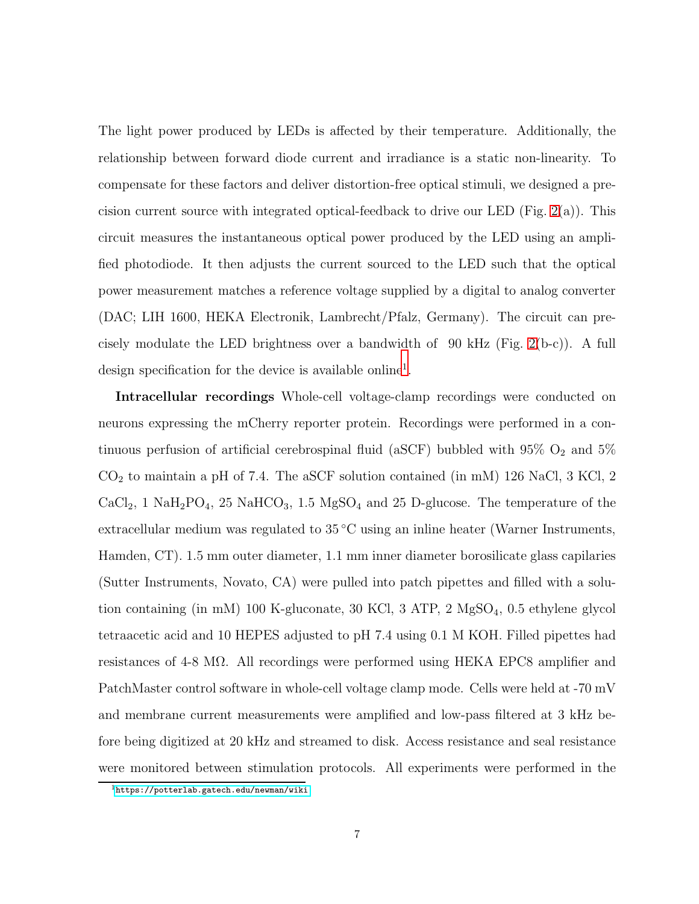The light power produced by LEDs is affected by their temperature. Additionally, the relationship between forward diode current and irradiance is a static non-linearity. To compensate for these factors and deliver distortion-free optical stimuli, we designed a precision current source with integrated optical-feedback to drive our LED (Fig. 2(a)). This circuit measures the instantaneous optical power produced by the LED using an amplified photodiode. It then adjusts the current sourced to the LED such that the optical power measurement matches a reference voltage supplied by a digital to analog converter (DAC; LIH 1600, HEKA Electronik, Lambrecht/Pfalz, Germany). The circuit can precisely modulate the LED brightness over a bandwidth of  90 kHz (Fig. 2(b-c)). A full design specification for the device is available online[1].

**Intracellular recordings** Whole-cell voltage-clamp recordings were conducted on neurons expressing the mCherry reporter protein. Recordings were performed in a continuous perfusion of artificial cerebrospinal fluid (aSCF) bubbled with 95% $O_2$ and 5% $CO_2$ to maintain a pH of 7.4. The aSCF solution contained (in mM) 126 NaCl, 3 KCl, 2 $CaCl_2$, 1 $NaH_2PO_4$, 25 $NaHCO_3$, 1.5 $MgSO_4$ and 25 D-glucose. The temperature of the extracellular medium was regulated to 35 °C using an inline heater (Warner Instruments, Hamden, CT). 1.5 mm outer diameter, 1.1 mm inner diameter borosilicate glass capilaries (Sutter Instruments, Novato, CA) were pulled into patch pipettes and filled with a solution containing (in mM) 100 K-gluconate, 30 KCl, 3 ATP, 2 $MgSO_4$, 0.5 ethylene glycol tetraacetic acid and 10 HEPES adjusted to pH 7.4 using 0.1 M KOH. Filled pipettes had resistances of 4-8 MΩ. All recordings were performed using HEKA EPC8 amplifier and PatchMaster control software in whole-cell voltage clamp mode. Cells were held at -70 mV and membrane current measurements were amplified and low-pass filtered at 3 kHz before being digitized at 20 kHz and streamed to disk. Access resistance and seal resistance were monitored between stimulation protocols. All experiments were performed in the

[1] https://potterlab.gatech.edu/newman/wiki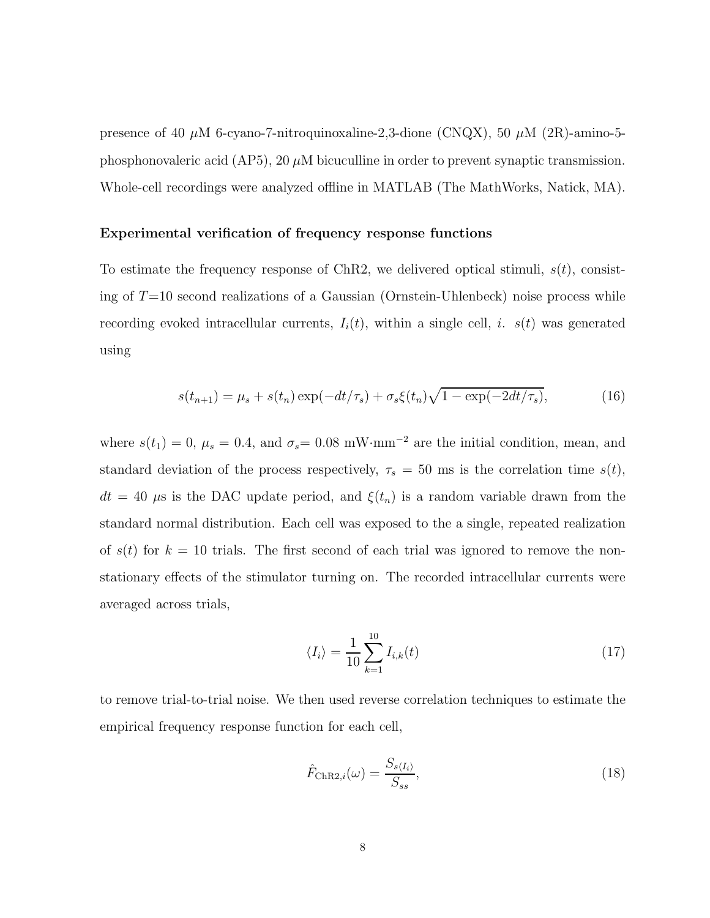presence of 40 $\mu$M 6-cyano-7-nitroquinoxaline-2,3-dione (CNQX), 50 $\mu$M (2R)-amino-5-phosphonovaleric acid (AP5), 20 $\mu$M bicuculline in order to prevent synaptic transmission. Whole-cell recordings were analyzed offline in MATLAB (The MathWorks, Natick, MA).

### Experimental verification of frequency response functions

To estimate the frequency response of ChR2, we delivered optical stimuli, $s(t)$, consisting of $T$=10 second realizations of a Gaussian (Ornstein-Uhlenbeck) noise process while recording evoked intracellular currents, $I_i(t)$, within a single cell, $i$. $s(t)$ was generated using

$$s(t_{n+1}) = \mu_s + s(t_n)\exp(-dt/\tau_s) + \sigma_s \xi(t_n)\sqrt{1 - \exp(-2dt/\tau_s)}, \tag{16}$$

where $s(t_1) = 0$, $\mu_s = 0.4$, and $\sigma_s$= 0.08 mW·mm$^{-2}$ are the initial condition, mean, and standard deviation of the process respectively, $\tau_s = 50$ ms is the correlation time $s(t)$, $dt = 40$ $\mu$s is the DAC update period, and $\xi(t_n)$ is a random variable drawn from the standard normal distribution. Each cell was exposed to the a single, repeated realization of $s(t)$ for $k = 10$ trials. The first second of each trial was ignored to remove the non-stationary effects of the stimulator turning on. The recorded intracellular currents were averaged across trials,

$$\langle I_i \rangle = \frac{1}{10}\sum_{k=1}^{10} I_{i,k}(t) \tag{17}$$

to remove trial-to-trial noise. We then used reverse correlation techniques to estimate the empirical frequency response function for each cell,

$$\hat{F}_{\text{ChR2},i}(\omega) = \frac{S_{s\langle I_i \rangle}}{S_{ss}}, \tag{18}$$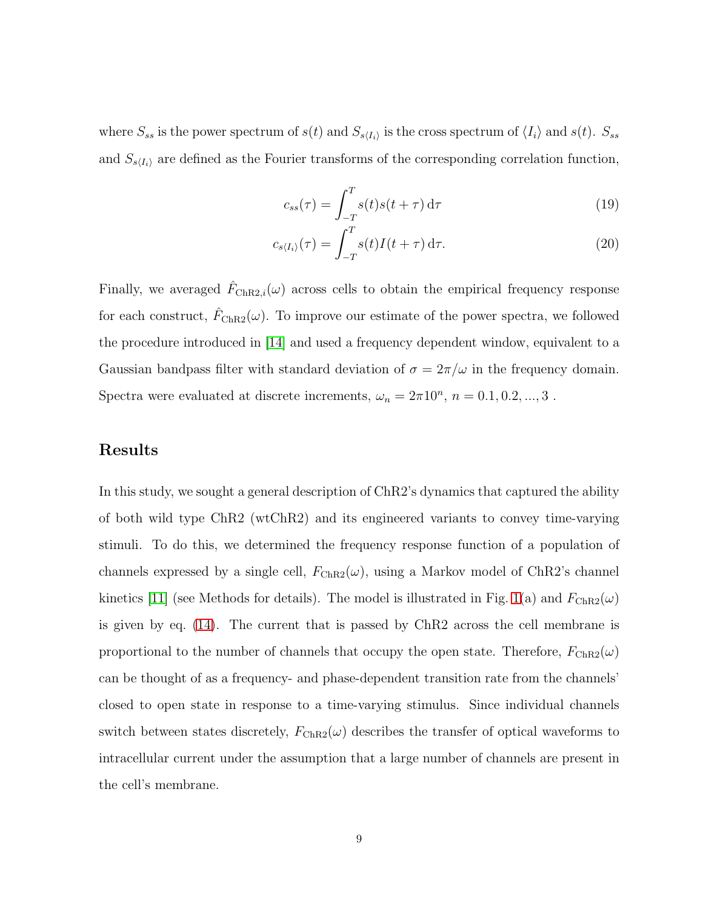where $S_{ss}$ is the power spectrum of $s(t)$ and $S_{s\langle I_i \rangle}$ is the cross spectrum of $\langle I_i \rangle$ and $s(t)$. $S_{ss}$ and $S_{s\langle I_i \rangle}$ are defined as the Fourier transforms of the corresponding correlation function,

$$c_{ss}(\tau) = \int_{-T}^{T} s(t)s(t+\tau)\,\mathrm{d}\tau \tag{19}$$

$$c_{s\langle I_i \rangle}(\tau) = \int_{-T}^{T} s(t)I(t+\tau)\,\mathrm{d}\tau. \tag{20}$$

Finally, we averaged $\hat{F}_{\mathrm{ChR2},i}(\omega)$ across cells to obtain the empirical frequency response for each construct, $\hat{F}_{\mathrm{ChR2}}(\omega)$. To improve our estimate of the power spectra, we followed the procedure introduced in [14] and used a frequency dependent window, equivalent to a Gaussian bandpass filter with standard deviation of $\sigma = 2\pi/\omega$ in the frequency domain. Spectra were evaluated at discrete increments, $\omega_n = 2\pi 10^n$, $n = 0.1, 0.2, ..., 3$ .

## Results

In this study, we sought a general description of ChR2's dynamics that captured the ability of both wild type ChR2 (wtChR2) and its engineered variants to convey time-varying stimuli. To do this, we determined the frequency response function of a population of channels expressed by a single cell, $F_{\mathrm{ChR2}}(\omega)$, using a Markov model of ChR2's channel kinetics [11] (see Methods for details). The model is illustrated in Fig. 1(a) and $F_{\mathrm{ChR2}}(\omega)$ is given by eq. (14). The current that is passed by ChR2 across the cell membrane is proportional to the number of channels that occupy the open state. Therefore, $F_{\mathrm{ChR2}}(\omega)$ can be thought of as a frequency- and phase-dependent transition rate from the channels' closed to open state in response to a time-varying stimulus. Since individual channels switch between states discretely, $F_{\mathrm{ChR2}}(\omega)$ describes the transfer of optical waveforms to intracellular current under the assumption that a large number of channels are present in the cell's membrane.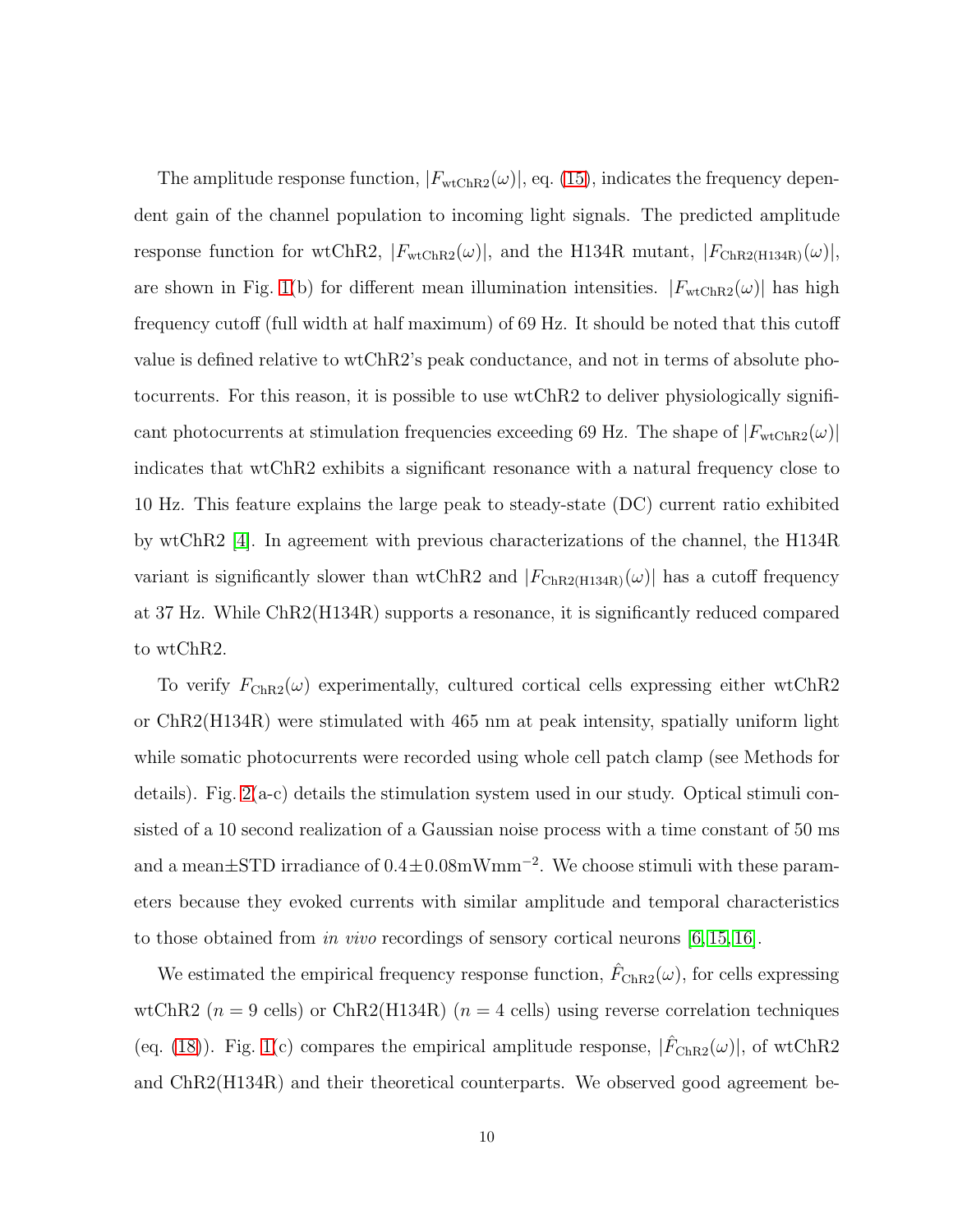The amplitude response function, $|F_{\mathrm{wtChR2}}(\omega)|$, eq. (15), indicates the frequency dependent gain of the channel population to incoming light signals. The predicted amplitude response function for wtChR2, $|F_{\mathrm{wtChR2}}(\omega)|$, and the H134R mutant, $|F_{\mathrm{ChR2(H134R)}}(\omega)|$, are shown in Fig. 1(b) for different mean illumination intensities. $|F_{\mathrm{wtChR2}}(\omega)|$ has high frequency cutoff (full width at half maximum) of 69 Hz. It should be noted that this cutoff value is defined relative to wtChR2's peak conductance, and not in terms of absolute photocurrents. For this reason, it is possible to use wtChR2 to deliver physiologically significant photocurrents at stimulation frequencies exceeding 69 Hz. The shape of $|F_{\mathrm{wtChR2}}(\omega)|$ indicates that wtChR2 exhibits a significant resonance with a natural frequency close to 10 Hz. This feature explains the large peak to steady-state (DC) current ratio exhibited by wtChR2 [4]. In agreement with previous characterizations of the channel, the H134R variant is significantly slower than wtChR2 and $|F_{\mathrm{ChR2(H134R)}}(\omega)|$ has a cutoff frequency at 37 Hz. While ChR2(H134R) supports a resonance, it is significantly reduced compared to wtChR2.

To verify $F_{\mathrm{ChR2}}(\omega)$ experimentally, cultured cortical cells expressing either wtChR2 or ChR2(H134R) were stimulated with 465 nm at peak intensity, spatially uniform light while somatic photocurrents were recorded using whole cell patch clamp (see Methods for details). Fig. 2(a-c) details the stimulation system used in our study. Optical stimuli consisted of a 10 second realization of a Gaussian noise process with a time constant of 50 ms and a mean±STD irradiance of $0.4 \pm 0.08 \mathrm{mWmm}^{-2}$. We choose stimuli with these parameters because they evoked currents with similar amplitude and temporal characteristics to those obtained from *in vivo* recordings of sensory cortical neurons [6, 15, 16].

We estimated the empirical frequency response function, $\hat{F}_{\mathrm{ChR2}}(\omega)$, for cells expressing wtChR2 ($n = 9$ cells) or ChR2(H134R) ($n = 4$ cells) using reverse correlation techniques (eq. (18)). Fig. 1(c) compares the empirical amplitude response, $|\hat{F}_{\mathrm{ChR2}}(\omega)|$, of wtChR2 and ChR2(H134R) and their theoretical counterparts. We observed good agreement be-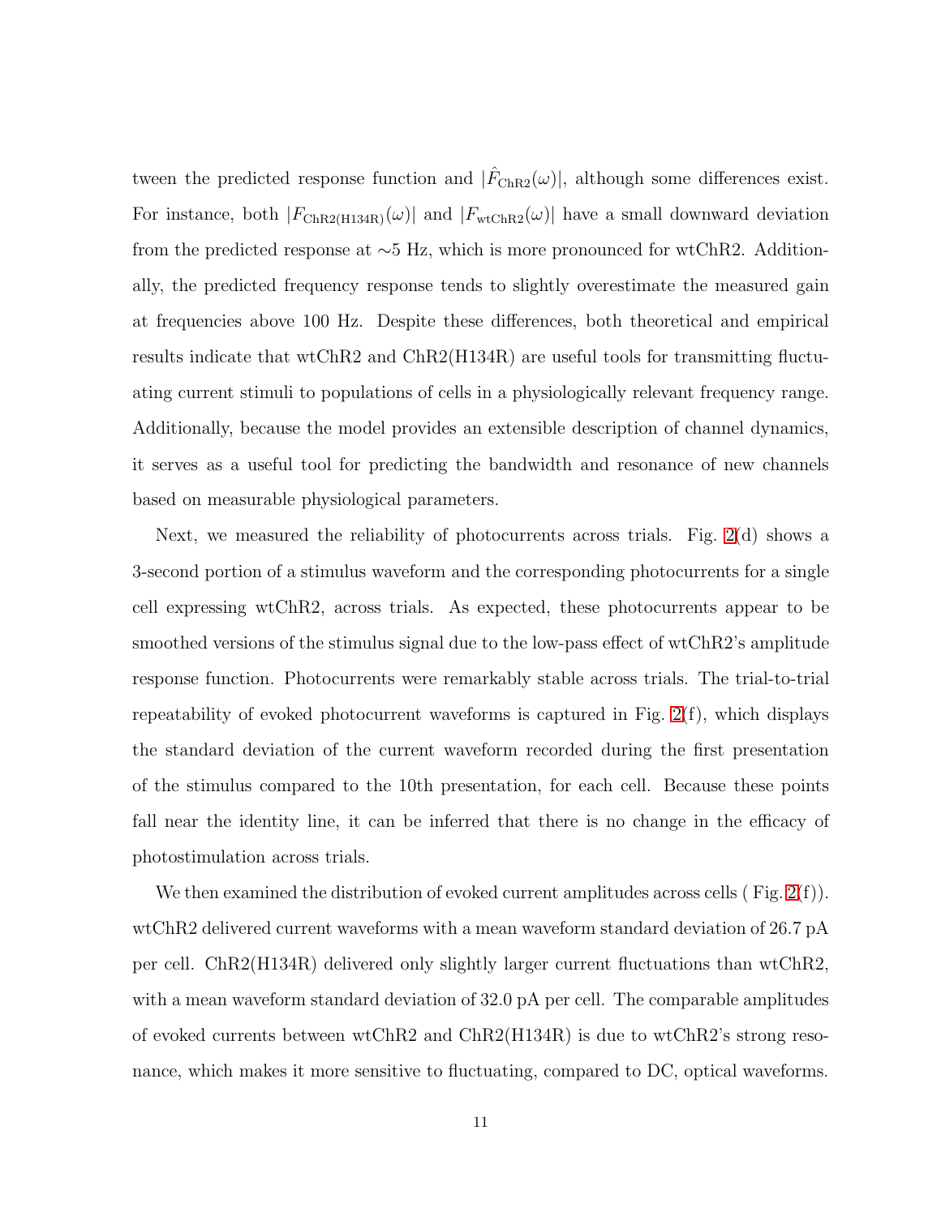tween the predicted response function and $|\hat{F}_{\mathrm{ChR2}}(\omega)|$, although some differences exist. For instance, both $|F_{\mathrm{ChR2(H134R)}}(\omega)|$ and $|F_{\mathrm{wtChR2}}(\omega)|$ have a small downward deviation from the predicted response at ~5 Hz, which is more pronounced for wtChR2. Additionally, the predicted frequency response tends to slightly overestimate the measured gain at frequencies above 100 Hz. Despite these differences, both theoretical and empirical results indicate that wtChR2 and ChR2(H134R) are useful tools for transmitting fluctuating current stimuli to populations of cells in a physiologically relevant frequency range. Additionally, because the model provides an extensible description of channel dynamics, it serves as a useful tool for predicting the bandwidth and resonance of new channels based on measurable physiological parameters.

Next, we measured the reliability of photocurrents across trials. Fig. 2(d) shows a 3-second portion of a stimulus waveform and the corresponding photocurrents for a single cell expressing wtChR2, across trials. As expected, these photocurrents appear to be smoothed versions of the stimulus signal due to the low-pass effect of wtChR2's amplitude response function. Photocurrents were remarkably stable across trials. The trial-to-trial repeatability of evoked photocurrent waveforms is captured in Fig. 2(f), which displays the standard deviation of the current waveform recorded during the first presentation of the stimulus compared to the 10th presentation, for each cell. Because these points fall near the identity line, it can be inferred that there is no change in the efficacy of photostimulation across trials.

We then examined the distribution of evoked current amplitudes across cells ( Fig. 2(f)). wtChR2 delivered current waveforms with a mean waveform standard deviation of 26.7 pA per cell. ChR2(H134R) delivered only slightly larger current fluctuations than wtChR2, with a mean waveform standard deviation of 32.0 pA per cell. The comparable amplitudes of evoked currents between wtChR2 and ChR2(H134R) is due to wtChR2's strong resonance, which makes it more sensitive to fluctuating, compared to DC, optical waveforms.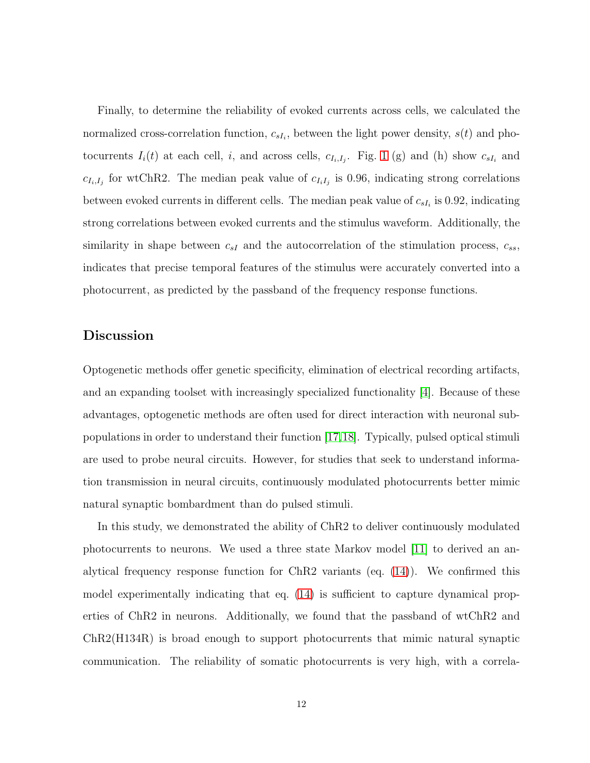Finally, to determine the reliability of evoked currents across cells, we calculated the normalized cross-correlation function, $c_{sI_i}$, between the light power density, $s(t)$ and photocurrents $I_i(t)$ at each cell, $i$, and across cells, $c_{I_i,I_j}$. Fig. 1 (g) and (h) show $c_{sI_i}$ and $c_{I_i,I_j}$ for wtChR2. The median peak value of $c_{I_iI_j}$ is 0.96, indicating strong correlations between evoked currents in different cells. The median peak value of $c_{sI_i}$ is 0.92, indicating strong correlations between evoked currents and the stimulus waveform. Additionally, the similarity in shape between $c_{sI}$ and the autocorrelation of the stimulation process, $c_{ss}$, indicates that precise temporal features of the stimulus were accurately converted into a photocurrent, as predicted by the passband of the frequency response functions.

## Discussion

Optogenetic methods offer genetic specificity, elimination of electrical recording artifacts, and an expanding toolset with increasingly specialized functionality [4]. Because of these advantages, optogenetic methods are often used for direct interaction with neuronal subpopulations in order to understand their function [17,18]. Typically, pulsed optical stimuli are used to probe neural circuits. However, for studies that seek to understand information transmission in neural circuits, continuously modulated photocurrents better mimic natural synaptic bombardment than do pulsed stimuli.

In this study, we demonstrated the ability of ChR2 to deliver continuously modulated photocurrents to neurons. We used a three state Markov model [11] to derived an analytical frequency response function for ChR2 variants (eq. (14)). We confirmed this model experimentally indicating that eq. (14) is sufficient to capture dynamical properties of ChR2 in neurons. Additionally, we found that the passband of wtChR2 and ChR2(H134R) is broad enough to support photocurrents that mimic natural synaptic communication. The reliability of somatic photocurrents is very high, with a correla-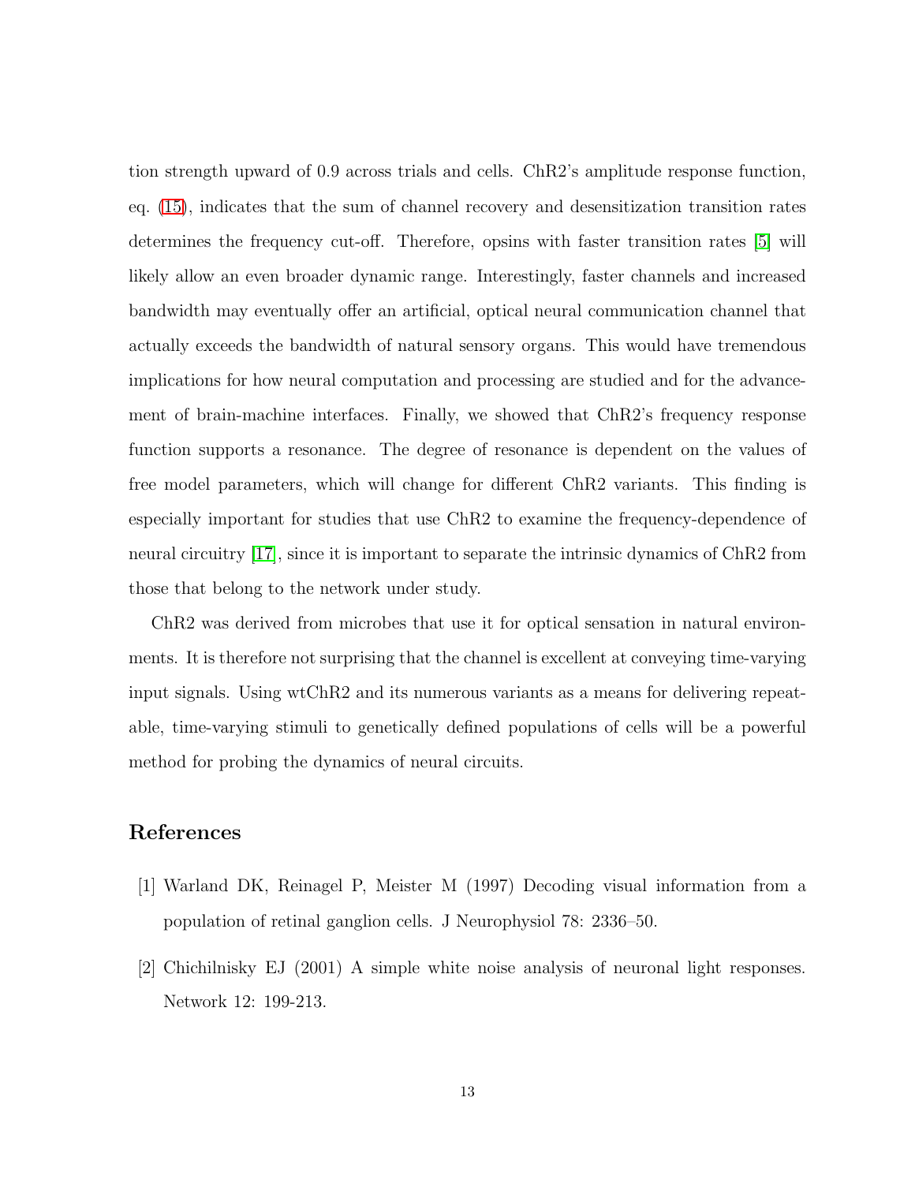tion strength upward of 0.9 across trials and cells. ChR2's amplitude response function, eq. (15), indicates that the sum of channel recovery and desensitization transition rates determines the frequency cut-off. Therefore, opsins with faster transition rates [5] will likely allow an even broader dynamic range. Interestingly, faster channels and increased bandwidth may eventually offer an artificial, optical neural communication channel that actually exceeds the bandwidth of natural sensory organs. This would have tremendous implications for how neural computation and processing are studied and for the advancement of brain-machine interfaces. Finally, we showed that ChR2's frequency response function supports a resonance. The degree of resonance is dependent on the values of free model parameters, which will change for different ChR2 variants. This finding is especially important for studies that use ChR2 to examine the frequency-dependence of neural circuitry [17], since it is important to separate the intrinsic dynamics of ChR2 from those that belong to the network under study.

ChR2 was derived from microbes that use it for optical sensation in natural environments. It is therefore not surprising that the channel is excellent at conveying time-varying input signals. Using wtChR2 and its numerous variants as a means for delivering repeatable, time-varying stimuli to genetically defined populations of cells will be a powerful method for probing the dynamics of neural circuits.

## References

[1] Warland DK, Reinagel P, Meister M (1997) Decoding visual information from a population of retinal ganglion cells. J Neurophysiol 78: 2336–50.

[2] Chichilnisky EJ (2001) A simple white noise analysis of neuronal light responses. Network 12: 199-213.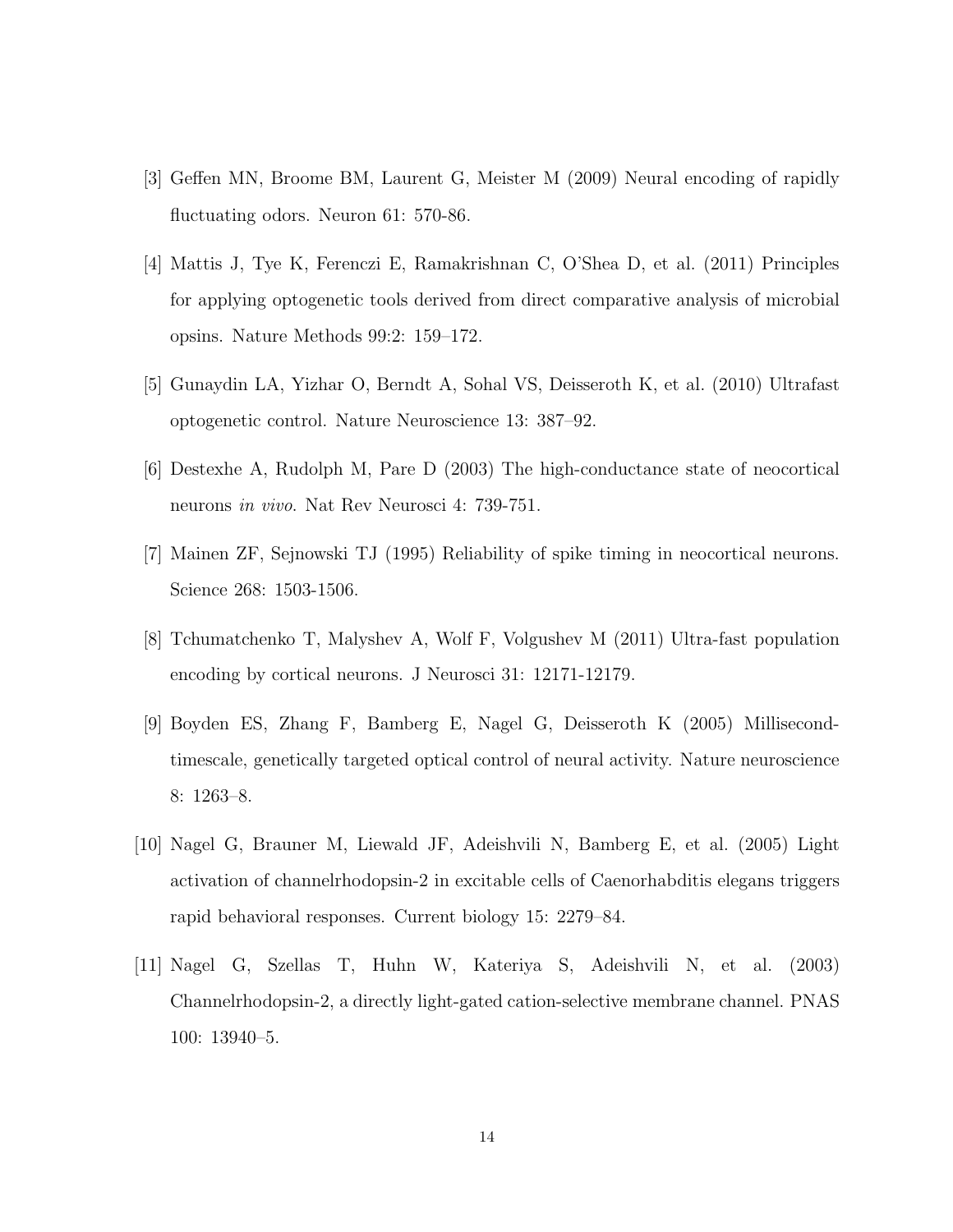[3] Geffen MN, Broome BM, Laurent G, Meister M (2009) Neural encoding of rapidly fluctuating odors. Neuron 61: 570-86.

[4] Mattis J, Tye K, Ferenczi E, Ramakrishnan C, O'Shea D, et al. (2011) Principles for applying optogenetic tools derived from direct comparative analysis of microbial opsins. Nature Methods 99:2: 159–172.

[5] Gunaydin LA, Yizhar O, Berndt A, Sohal VS, Deisseroth K, et al. (2010) Ultrafast optogenetic control. Nature Neuroscience 13: 387–92.

[6] Destexhe A, Rudolph M, Pare D (2003) The high-conductance state of neocortical neurons *in vivo*. Nat Rev Neurosci 4: 739-751.

[7] Mainen ZF, Sejnowski TJ (1995) Reliability of spike timing in neocortical neurons. Science 268: 1503-1506.

[8] Tchumatchenko T, Malyshev A, Wolf F, Volgushev M (2011) Ultra-fast population encoding by cortical neurons. J Neurosci 31: 12171-12179.

[9] Boyden ES, Zhang F, Bamberg E, Nagel G, Deisseroth K (2005) Millisecond-timescale, genetically targeted optical control of neural activity. Nature neuroscience 8: 1263–8.

[10] Nagel G, Brauner M, Liewald JF, Adeishvili N, Bamberg E, et al. (2005) Light activation of channelrhodopsin-2 in excitable cells of Caenorhabditis elegans triggers rapid behavioral responses. Current biology 15: 2279–84.

[11] Nagel G, Szellas T, Huhn W, Kateriya S, Adeishvili N, et al. (2003) Channelrhodopsin-2, a directly light-gated cation-selective membrane channel. PNAS 100: 13940–5.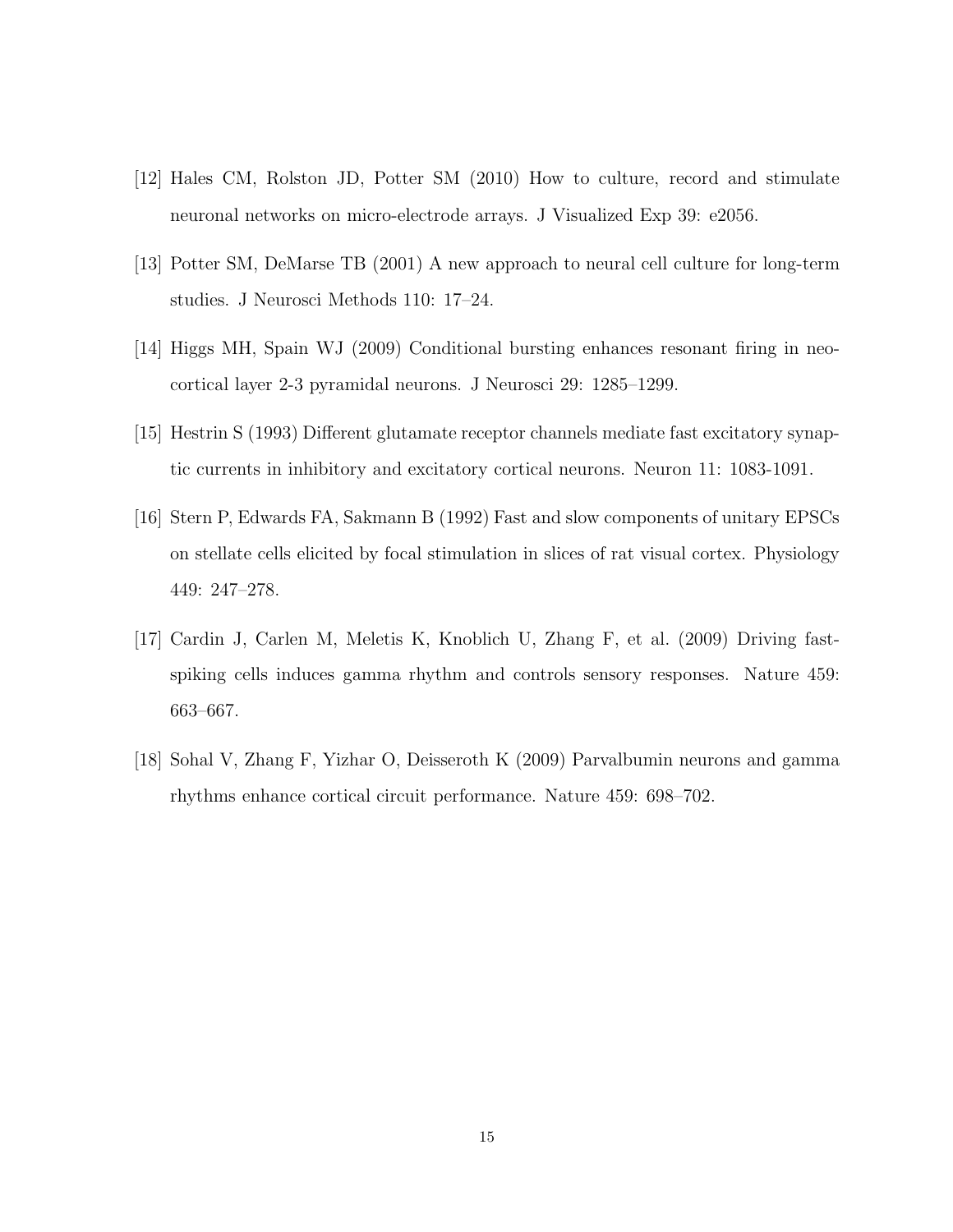[12] Hales CM, Rolston JD, Potter SM (2010) How to culture, record and stimulate neuronal networks on micro-electrode arrays. J Visualized Exp 39: e2056.

[13] Potter SM, DeMarse TB (2001) A new approach to neural cell culture for long-term studies. J Neurosci Methods 110: 17–24.

[14] Higgs MH, Spain WJ (2009) Conditional bursting enhances resonant firing in neocortical layer 2-3 pyramidal neurons. J Neurosci 29: 1285–1299.

[15] Hestrin S (1993) Different glutamate receptor channels mediate fast excitatory synaptic currents in inhibitory and excitatory cortical neurons. Neuron 11: 1083-1091.

[16] Stern P, Edwards FA, Sakmann B (1992) Fast and slow components of unitary EPSCs on stellate cells elicited by focal stimulation in slices of rat visual cortex. Physiology 449: 247–278.

[17] Cardin J, Carlen M, Meletis K, Knoblich U, Zhang F, et al. (2009) Driving fast-spiking cells induces gamma rhythm and controls sensory responses. Nature 459: 663–667.

[18] Sohal V, Zhang F, Yizhar O, Deisseroth K (2009) Parvalbumin neurons and gamma rhythms enhance cortical circuit performance. Nature 459: 698–702.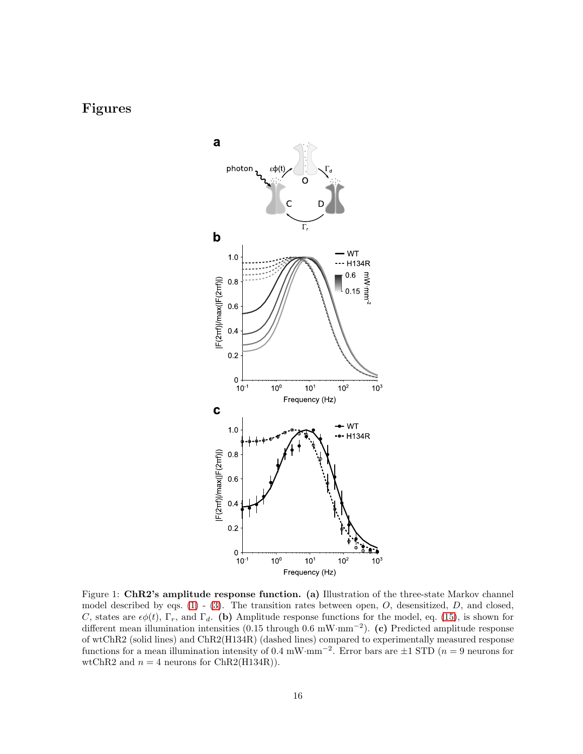# Figures

Figure 1: **ChR2's amplitude response function.** **(a)** Illustration of the three-state Markov channel model described by eqs. (1) - (3). The transition rates between open, $O$, desensitized, $D$, and closed, $C$, states are $\epsilon\phi(t)$, $\Gamma_r$, and $\Gamma_d$. **(b)** Amplitude response functions for the model, eq. (15), is shown for different mean illumination intensities (0.15 through 0.6 mW·mm$^{-2}$). **(c)** Predicted amplitude response of wtChR2 (solid lines) and ChR2(H134R) (dashed lines) compared to experimentally measured response functions for a mean illumination intensity of 0.4 mW·mm$^{-2}$. Error bars are ±1 STD ($n = 9$ neurons for wtChR2 and $n = 4$ neurons for ChR2(H134R)).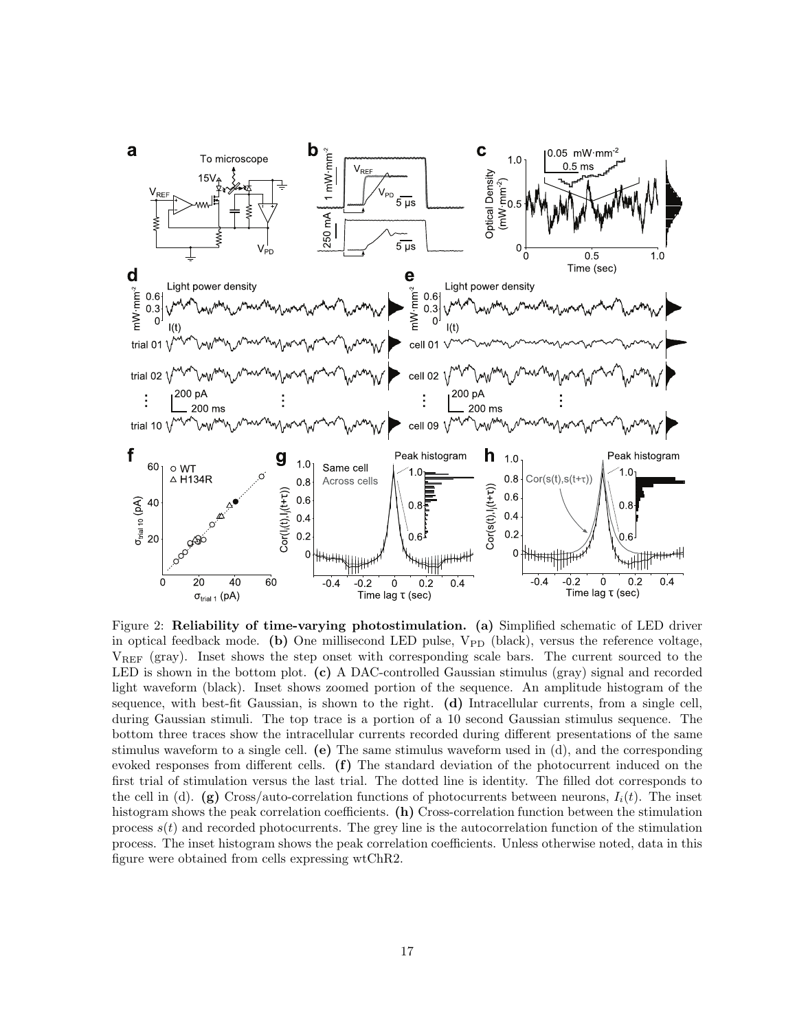a

To microscope

15V

$V_{REF}$

$V_{PD}$

b

1 mW·mm$^{-2}$

$V_{REF}$

$V_{PD}$

5 µs

250 mA

5 µs

c

0.05 mW·mm$^{-2}$

0.5 ms

Optical Density (mW·mm$^{-2}$)

1.0

0.5

0

0

0.5

1.0

Time (sec)

d

Light power density

mW·mm$^{-2}$

0.6

0.3

0

I(t)

trial 01

trial 02

200 pA

200 ms

trial 10

e

Light power density

mW·mm$^{-2}$

0.6

0.3

0

I(t)

cell 01

cell 02

200 pA

200 ms

cell 09

f

○ WT

△ H134R

$\sigma_{\text{trial 10}}$ (pA)

60

40

20

0

20

40

60

$\sigma_{\text{trial 1}}$ (pA)

g

Same cell

Across cells

Peak histogram

1.0

0.8

0.6

$\text{Cor}(I_i(t),I_j(t+\tau))$

1.0

0.8

0.6

0.4

0.2

0

-0.4

-0.2

0

0.2

0.4

Time lag τ (sec)

h

Peak histogram

$\text{Cor}(s(t),s(t+\tau))$

1.0

0.8

0.6

$\text{Cor}(s(t),I_j(t+\tau))$

1.0

0.8

0.6

0.4

0.2

0

-0.4

-0.2

0

0.2

0.4

Time lag τ (sec)

Figure 2: **Reliability of time-varying photostimulation.** **(a)** Simplified schematic of LED driver in optical feedback mode. **(b)** One millisecond LED pulse, $V_{PD}$ (black), versus the reference voltage, $V_{REF}$ (gray). Inset shows the step onset with corresponding scale bars. The current sourced to the LED is shown in the bottom plot. **(c)** A DAC-controlled Gaussian stimulus (gray) signal and recorded light waveform (black). Inset shows zoomed portion of the sequence. An amplitude histogram of the sequence, with best-fit Gaussian, is shown to the right. **(d)** Intracellular currents, from a single cell, during Gaussian stimuli. The top trace is a portion of a 10 second Gaussian stimulus sequence. The bottom three traces show the intracellular currents recorded during different presentations of the same stimulus waveform to a single cell. **(e)** The same stimulus waveform used in (d), and the corresponding evoked responses from different cells. **(f)** The standard deviation of the photocurrent induced on the first trial of stimulation versus the last trial. The dotted line is identity. The filled dot corresponds to the cell in (d). **(g)** Cross/auto-correlation functions of photocurrents between neurons, $I_i(t)$. The inset histogram shows the peak correlation coefficients. **(h)** Cross-correlation function between the stimulation process $s(t)$ and recorded photocurrents. The grey line is the autocorrelation function of the stimulation process. The inset histogram shows the peak correlation coefficients. Unless otherwise noted, data in this figure were obtained from cells expressing wtChR2.